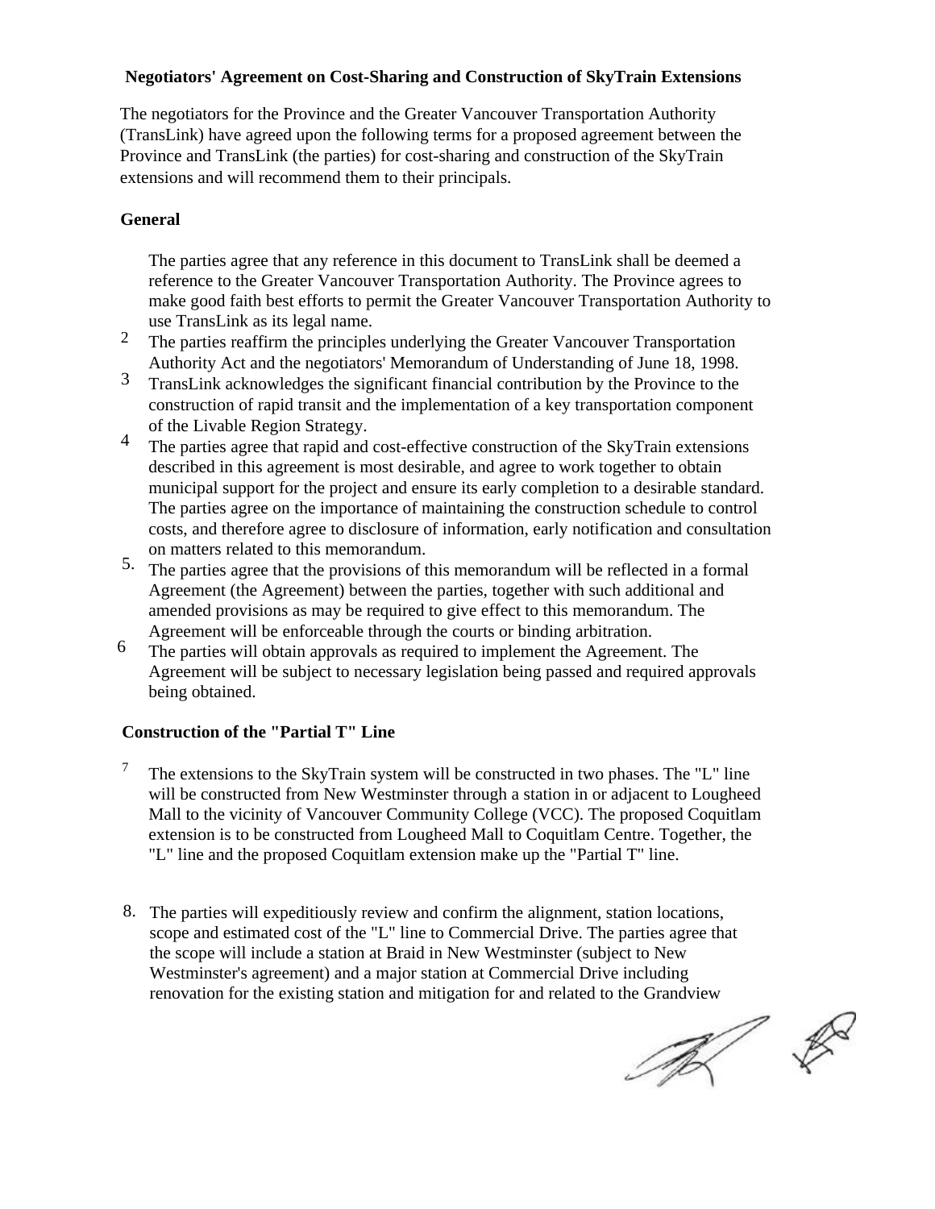**Negotiators' Agreement on Cost-Sharing and Construction of SkyTrain Extensions**

The negotiators for the Province and the Greater Vancouver Transportation Authority (TransLink) have agreed upon the following terms for a proposed agreement between the Province and TransLink (the parties) for cost-sharing and construction of the SkyTrain extensions and will recommend them to their principals.

**General**

The parties agree that any reference in this document to TransLink shall be deemed a reference to the Greater Vancouver Transportation Authority. The Province agrees to make good faith best efforts to permit the Greater Vancouver Transportation Authority to use TransLink as its legal name.

2 The parties reaffirm the principles underlying the Greater Vancouver Transportation Authority Act and the negotiators' Memorandum of Understanding of June 18, 1998.

3 TransLink acknowledges the significant financial contribution by the Province to the construction of rapid transit and the implementation of a key transportation component of the Livable Region Strategy.

4 The parties agree that rapid and cost-effective construction of the SkyTrain extensions described in this agreement is most desirable, and agree to work together to obtain municipal support for the project and ensure its early completion to a desirable standard. The parties agree on the importance of maintaining the construction schedule to control costs, and therefore agree to disclosure of information, early notification and consultation on matters related to this memorandum.

5. The parties agree that the provisions of this memorandum will be reflected in a formal Agreement (the Agreement) between the parties, together with such additional and amended provisions as may be required to give effect to this memorandum. The Agreement will be enforceable through the courts or binding arbitration.

6 The parties will obtain approvals as required to implement the Agreement. The Agreement will be subject to necessary legislation being passed and required approvals being obtained.

**Construction of the "Partial T" Line**

7 The extensions to the SkyTrain system will be constructed in two phases. The "L" line will be constructed from New Westminster through a station in or adjacent to Lougheed Mall to the vicinity of Vancouver Community College (VCC). The proposed Coquitlam extension is to be constructed from Lougheed Mall to Coquitlam Centre. Together, the "L" line and the proposed Coquitlam extension make up the "Partial T" line.

8. The parties will expeditiously review and confirm the alignment, station locations, scope and estimated cost of the "L" line to Commercial Drive. The parties agree that the scope will include a station at Braid in New Westminster (subject to New Westminster's agreement) and a major station at Commercial Drive including renovation for the existing station and mitigation for and related to the Grandview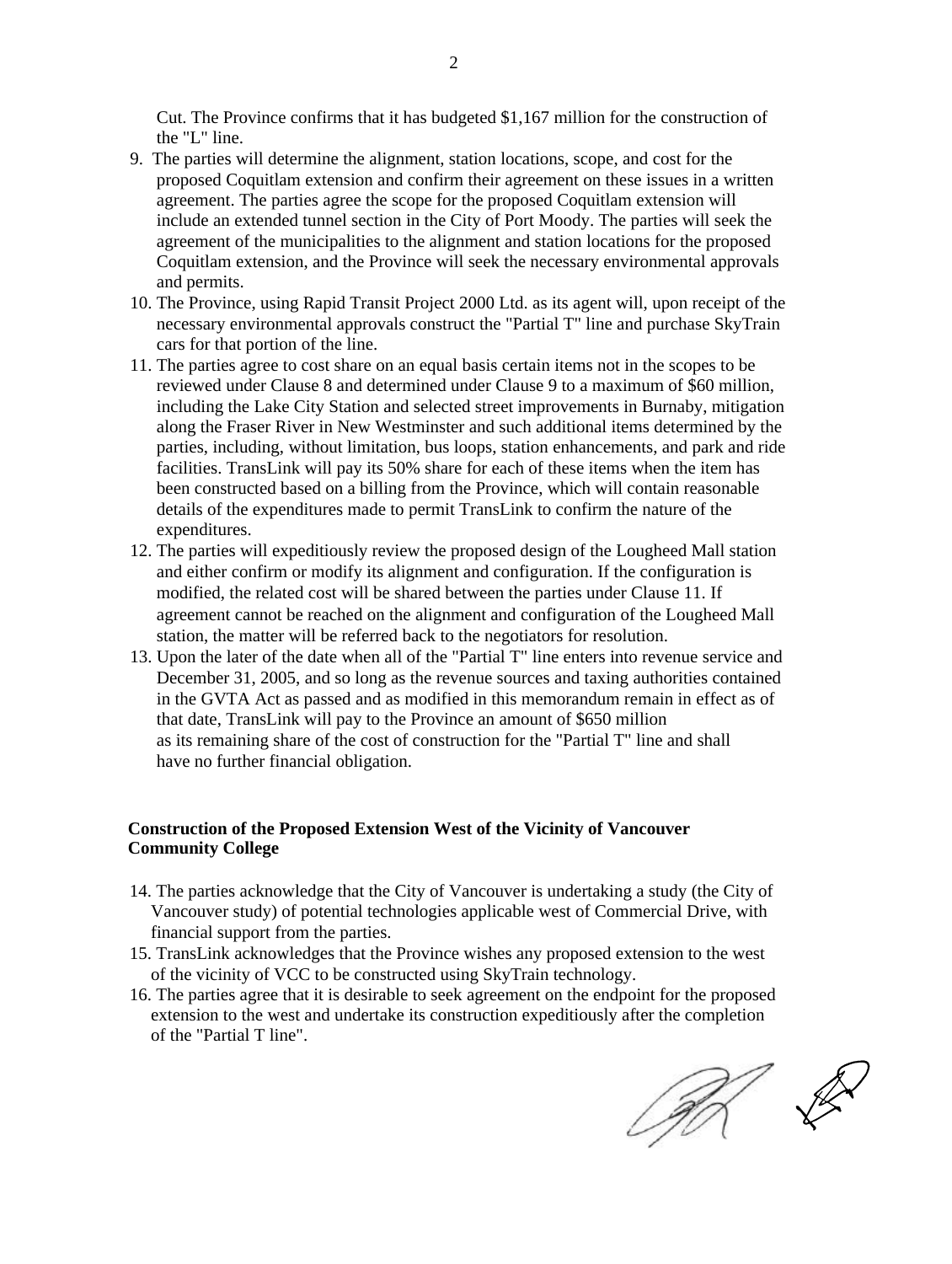Cut. The Province confirms that it has budgeted $1,167 million for the construction of the "L" line.

9. The parties will determine the alignment, station locations, scope, and cost for the proposed Coquitlam extension and confirm their agreement on these issues in a written agreement. The parties agree the scope for the proposed Coquitlam extension will include an extended tunnel section in the City of Port Moody. The parties will seek the agreement of the municipalities to the alignment and station locations for the proposed Coquitlam extension, and the Province will seek the necessary environmental approvals and permits.
10. The Province, using Rapid Transit Project 2000 Ltd. as its agent will, upon receipt of the necessary environmental approvals construct the "Partial T" line and purchase SkyTrain cars for that portion of the line.
11. The parties agree to cost share on an equal basis certain items not in the scopes to be reviewed under Clause 8 and determined under Clause 9 to a maximum of $60 million, including the Lake City Station and selected street improvements in Burnaby, mitigation along the Fraser River in New Westminster and such additional items determined by the parties, including, without limitation, bus loops, station enhancements, and park and ride facilities. TransLink will pay its 50% share for each of these items when the item has been constructed based on a billing from the Province, which will contain reasonable details of the expenditures made to permit TransLink to confirm the nature of the expenditures.
12. The parties will expeditiously review the proposed design of the Lougheed Mall station and either confirm or modify its alignment and configuration. If the configuration is modified, the related cost will be shared between the parties under Clause 11. If agreement cannot be reached on the alignment and configuration of the Lougheed Mall station, the matter will be referred back to the negotiators for resolution.
13. Upon the later of the date when all of the "Partial T" line enters into revenue service and December 31, 2005, and so long as the revenue sources and taxing authorities contained in the GVTA Act as passed and as modified in this memorandum remain in effect as of that date, TransLink will pay to the Province an amount of $650 million as its remaining share of the cost of construction for the "Partial T" line and shall have no further financial obligation.

**Construction of the Proposed Extension West of the Vicinity of Vancouver Community College**

14. The parties acknowledge that the City of Vancouver is undertaking a study (the City of Vancouver study) of potential technologies applicable west of Commercial Drive, with financial support from the parties.
15. TransLink acknowledges that the Province wishes any proposed extension to the west of the vicinity of VCC to be constructed using SkyTrain technology.
16. The parties agree that it is desirable to seek agreement on the endpoint for the proposed extension to the west and undertake its construction expeditiously after the completion of the "Partial T line".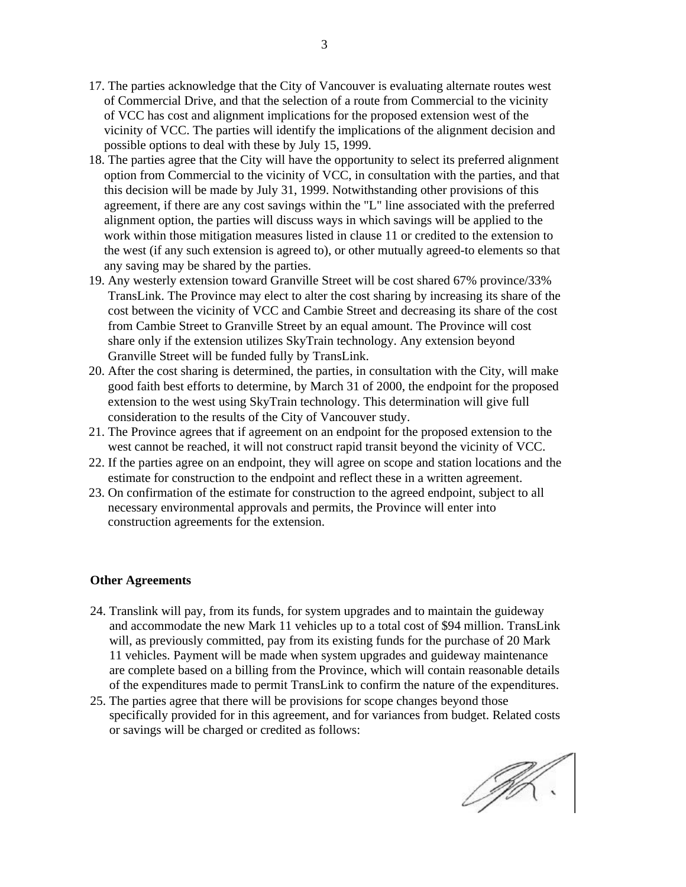17. The parties acknowledge that the City of Vancouver is evaluating alternate routes west of Commercial Drive, and that the selection of a route from Commercial to the vicinity of VCC has cost and alignment implications for the proposed extension west of the vicinity of VCC. The parties will identify the implications of the alignment decision and possible options to deal with these by July 15, 1999.
18. The parties agree that the City will have the opportunity to select its preferred alignment option from Commercial to the vicinity of VCC, in consultation with the parties, and that this decision will be made by July 31, 1999. Notwithstanding other provisions of this agreement, if there are any cost savings within the "L" line associated with the preferred alignment option, the parties will discuss ways in which savings will be applied to the work within those mitigation measures listed in clause 11 or credited to the extension to the west (if any such extension is agreed to), or other mutually agreed-to elements so that any saving may be shared by the parties.
19. Any westerly extension toward Granville Street will be cost shared 67% province/33% TransLink. The Province may elect to alter the cost sharing by increasing its share of the cost between the vicinity of VCC and Cambie Street and decreasing its share of the cost from Cambie Street to Granville Street by an equal amount. The Province will cost share only if the extension utilizes SkyTrain technology. Any extension beyond Granville Street will be funded fully by TransLink.
20. After the cost sharing is determined, the parties, in consultation with the City, will make good faith best efforts to determine, by March 31 of 2000, the endpoint for the proposed extension to the west using SkyTrain technology. This determination will give full consideration to the results of the City of Vancouver study.
21. The Province agrees that if agreement on an endpoint for the proposed extension to the west cannot be reached, it will not construct rapid transit beyond the vicinity of VCC.
22. If the parties agree on an endpoint, they will agree on scope and station locations and the estimate for construction to the endpoint and reflect these in a written agreement.
23. On confirmation of the estimate for construction to the agreed endpoint, subject to all necessary environmental approvals and permits, the Province will enter into construction agreements for the extension.

**Other Agreements**

24. Translink will pay, from its funds, for system upgrades and to maintain the guideway and accommodate the new Mark 11 vehicles up to a total cost of $94 million. TransLink will, as previously committed, pay from its existing funds for the purchase of 20 Mark 11 vehicles. Payment will be made when system upgrades and guideway maintenance are complete based on a billing from the Province, which will contain reasonable details of the expenditures made to permit TransLink to confirm the nature of the expenditures.
25. The parties agree that there will be provisions for scope changes beyond those specifically provided for in this agreement, and for variances from budget. Related costs or savings will be charged or credited as follows: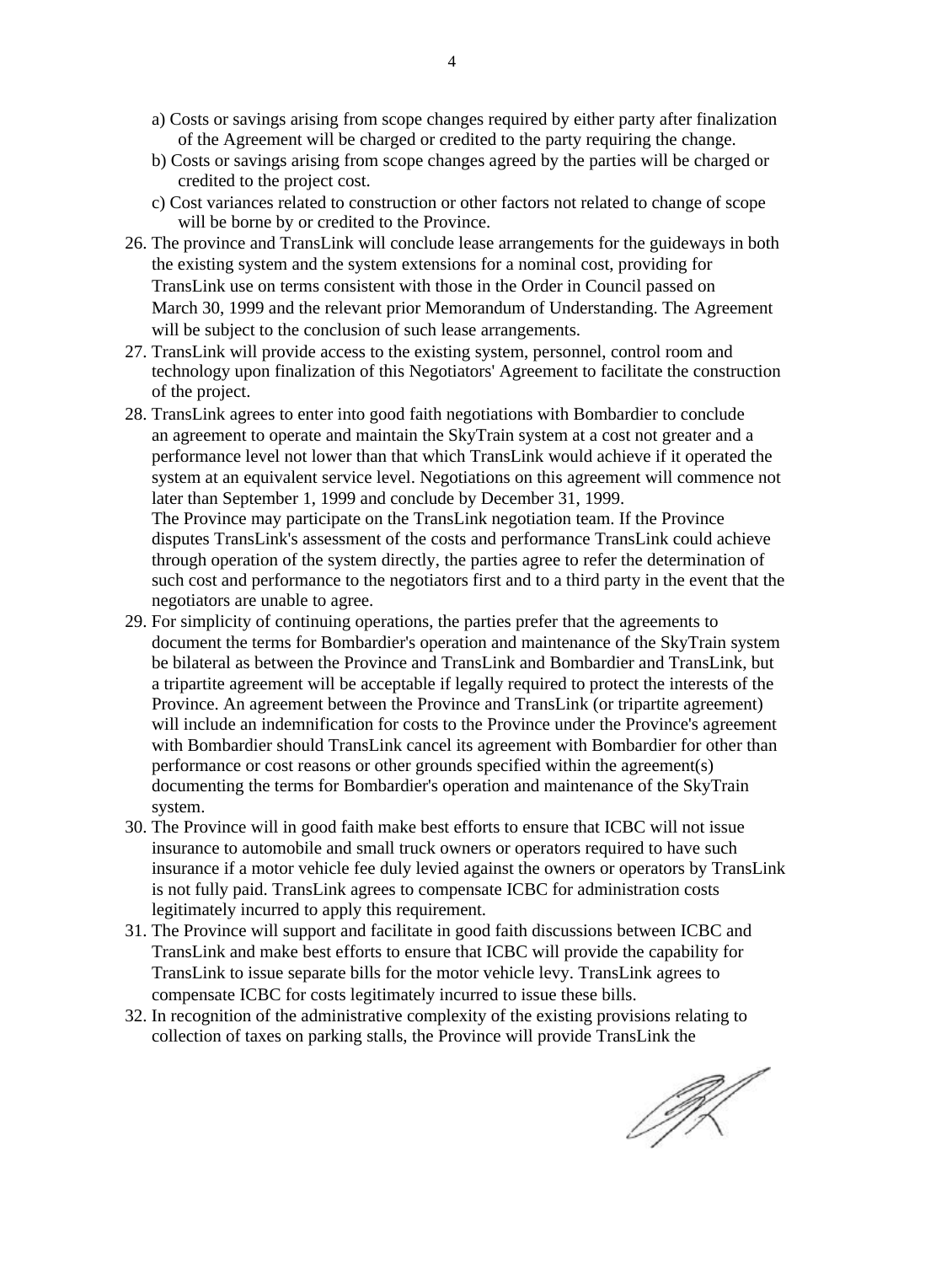a) Costs or savings arising from scope changes required by either party after finalization of the Agreement will be charged or credited to the party requiring the change.

b) Costs or savings arising from scope changes agreed by the parties will be charged or credited to the project cost.

c) Cost variances related to construction or other factors not related to change of scope will be borne by or credited to the Province.

26. The province and TransLink will conclude lease arrangements for the guideways in both the existing system and the system extensions for a nominal cost, providing for TransLink use on terms consistent with those in the Order in Council passed on March 30, 1999 and the relevant prior Memorandum of Understanding. The Agreement will be subject to the conclusion of such lease arrangements.
27. TransLink will provide access to the existing system, personnel, control room and technology upon finalization of this Negotiators' Agreement to facilitate the construction of the project.
28. TransLink agrees to enter into good faith negotiations with Bombardier to conclude an agreement to operate and maintain the SkyTrain system at a cost not greater and a performance level not lower than that which TransLink would achieve if it operated the system at an equivalent service level. Negotiations on this agreement will commence not later than September 1, 1999 and conclude by December 31, 1999.
    The Province may participate on the TransLink negotiation team. If the Province disputes TransLink's assessment of the costs and performance TransLink could achieve through operation of the system directly, the parties agree to refer the determination of such cost and performance to the negotiators first and to a third party in the event that the negotiators are unable to agree.
29. For simplicity of continuing operations, the parties prefer that the agreements to document the terms for Bombardier's operation and maintenance of the SkyTrain system be bilateral as between the Province and TransLink and Bombardier and TransLink, but a tripartite agreement will be acceptable if legally required to protect the interests of the Province. An agreement between the Province and TransLink (or tripartite agreement) will include an indemnification for costs to the Province under the Province's agreement with Bombardier should TransLink cancel its agreement with Bombardier for other than performance or cost reasons or other grounds specified within the agreement(s) documenting the terms for Bombardier's operation and maintenance of the SkyTrain system.
30. The Province will in good faith make best efforts to ensure that ICBC will not issue insurance to automobile and small truck owners or operators required to have such insurance if a motor vehicle fee duly levied against the owners or operators by TransLink is not fully paid. TransLink agrees to compensate ICBC for administration costs legitimately incurred to apply this requirement.
31. The Province will support and facilitate in good faith discussions between ICBC and TransLink and make best efforts to ensure that ICBC will provide the capability for TransLink to issue separate bills for the motor vehicle levy. TransLink agrees to compensate ICBC for costs legitimately incurred to issue these bills.
32. In recognition of the administrative complexity of the existing provisions relating to collection of taxes on parking stalls, the Province will provide TransLink the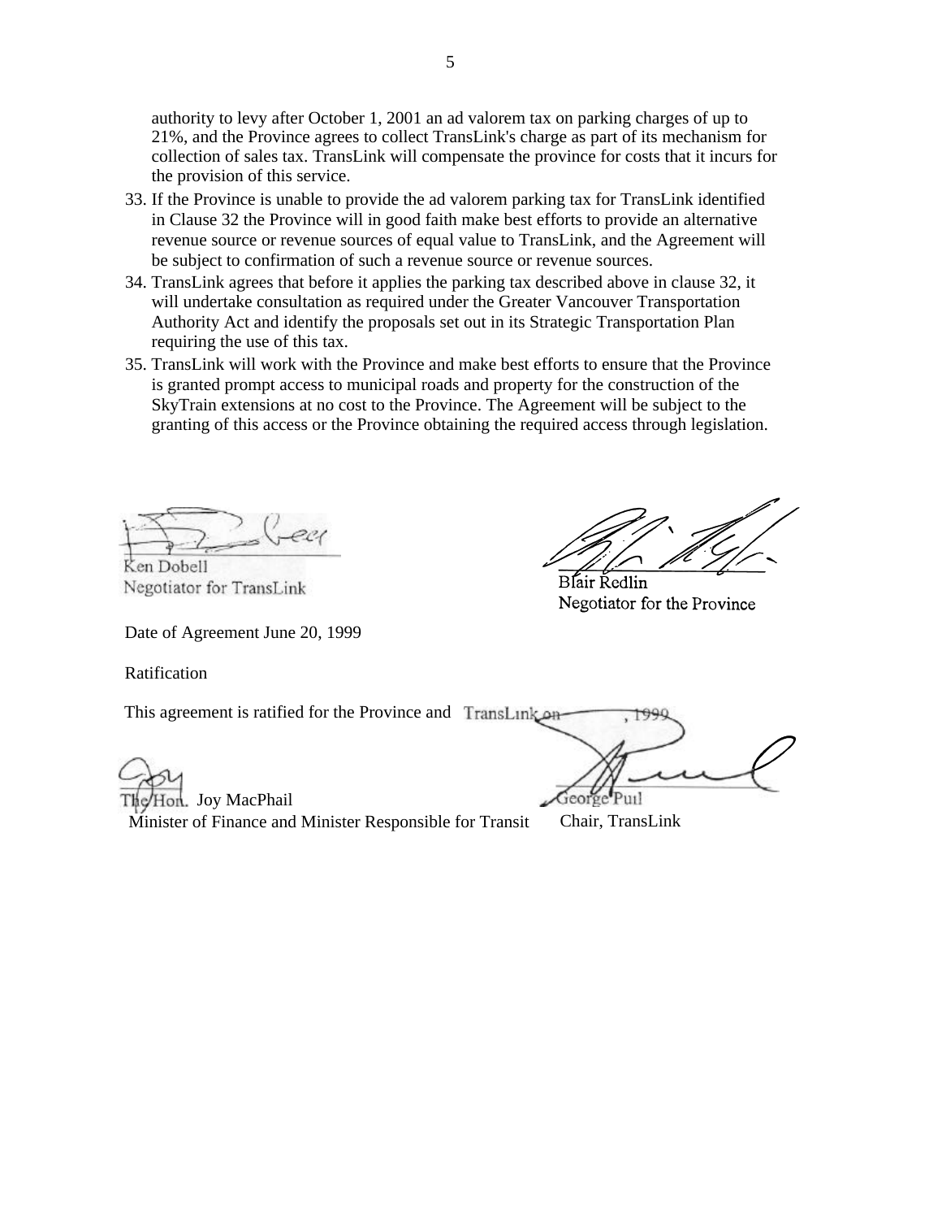authority to levy after October 1, 2001 an ad valorem tax on parking charges of up to 21%, and the Province agrees to collect TransLink's charge as part of its mechanism for collection of sales tax. TransLink will compensate the province for costs that it incurs for the provision of this service.

33. If the Province is unable to provide the ad valorem parking tax for TransLink identified in Clause 32 the Province will in good faith make best efforts to provide an alternative revenue source or revenue sources of equal value to TransLink, and the Agreement will be subject to confirmation of such a revenue source or revenue sources.
34. TransLink agrees that before it applies the parking tax described above in clause 32, it will undertake consultation as required under the Greater Vancouver Transportation Authority Act and identify the proposals set out in its Strategic Transportation Plan requiring the use of this tax.
35. TransLink will work with the Province and make best efforts to ensure that the Province is granted prompt access to municipal roads and property for the construction of the SkyTrain extensions at no cost to the Province. The Agreement will be subject to the granting of this access or the Province obtaining the required access through legislation.

Ken Dobell
Negotiator for TransLink

Blair Redlin
Negotiator for the Province

Date of Agreement June 20, 1999

Ratification

This agreement is ratified for the Province and TransLink on , 1999

The Hon. Joy MacPhail
Minister of Finance and Minister Responsible for Transit

George Puil
Chair, TransLink